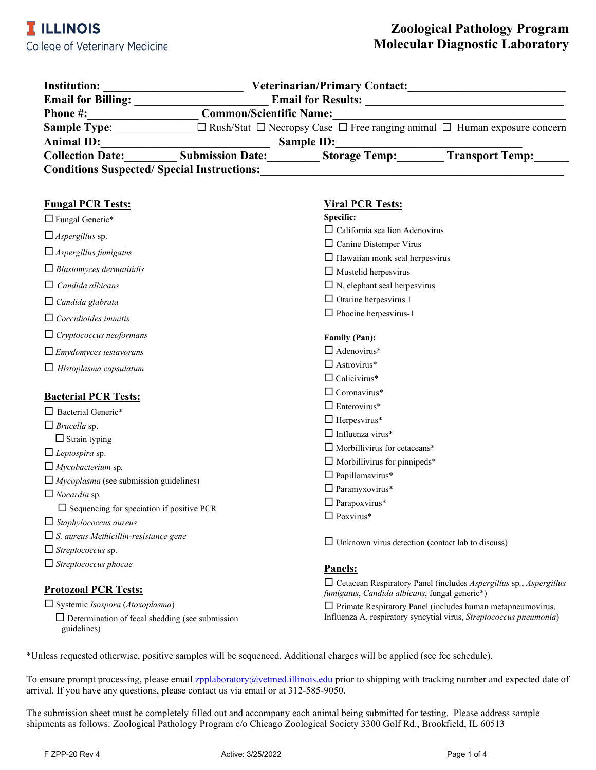ILLINOIS
College of Veterinary Medicine

# Zoological Pathology Program
# Molecular Diagnostic Laboratory

**Institution:** ______________________ **Veterinarian/Primary Contact:** ________________________
**Email for Billing:** ______________________ **Email for Results:** ________________________________
**Phone #:** ________________ **Common/Scientific Name:** ________________________________
**Sample Type:** ____________ ☐ Rush/Stat ☐ Necropsy Case ☐ Free ranging animal ☐ Human exposure concern
**Animal ID:** __________________________ **Sample ID:** ______________________________
**Collection Date:** ________ **Submission Date:** ________ **Storage Temp:** ________ **Transport Temp:** ______
**Conditions Suspected/ Special Instructions:** ______________________________________________

## Fungal PCR Tests:

- ☐ Fungal Generic*
- ☐ *Aspergillus* sp.
- ☐ *Aspergillus fumigatus*
- ☐ *Blastomyces dermatitidis*
- ☐ *Candida albicans*
- ☐ *Candida glabrata*
- ☐ *Coccidioides immitis*
- ☐ *Cryptococcus neoformans*
- ☐ *Emydomyces testavorans*
- ☐ *Histoplasma capsulatum*

## Bacterial PCR Tests:

- ☐ Bacterial Generic*
- ☐ *Brucella* sp.
  - ☐ Strain typing
- ☐ *Leptospira* sp.
- ☐ *Mycobacterium* sp.
- ☐ *Mycoplasma* (see submission guidelines)
- ☐ *Nocardia* sp.
  - ☐ Sequencing for speciation if positive PCR
- ☐ *Staphylococcus aureus*
- ☐ *S. aureus Methicillin-resistance gene*
- ☐ *Streptococcus* sp.
- ☐ *Streptococcus phocae*

## Protozoal PCR Tests:

- ☐ Systemic *Isospora* (*Atoxoplasma*)
  - ☐ Determination of fecal shedding (see submission guidelines)

## Viral PCR Tests:

**Specific:**

- ☐ California sea lion Adenovirus
- ☐ Canine Distemper Virus
- ☐ Hawaiian monk seal herpesvirus
- ☐ Mustelid herpesvirus
- ☐ N. elephant seal herpesvirus
- ☐ Otarine herpesvirus 1
- ☐ Phocine herpesvirus-1

**Family (Pan):**

- ☐ Adenovirus*
- ☐ Astrovirus*
- ☐ Calicivirus*
- ☐ Coronavirus*
- ☐ Enterovirus*
- ☐ Herpesvirus*
- ☐ Influenza virus*
- ☐ Morbillivirus for cetaceans*
- ☐ Morbillivirus for pinnipeds*
- ☐ Papillomavirus*
- ☐ Paramyxovirus*
- ☐ Parapoxvirus*
- ☐ Poxvirus*

- ☐ Unknown virus detection (contact lab to discuss)

## Panels:

- ☐ Cetacean Respiratory Panel (includes *Aspergillus* sp., *Aspergillus fumigatus*, *Candida albicans*, fungal generic*)
- ☐ Primate Respiratory Panel (includes human metapneumovirus, Influenza A, respiratory syncytial virus, *Streptococcus pneumonia*)

*Unless requested otherwise, positive samples will be sequenced. Additional charges will be applied (see fee schedule).

To ensure prompt processing, please email zpplaboratory@vetmed.illinois.edu prior to shipping with tracking number and expected date of arrival. If you have any questions, please contact us via email or at 312-585-9050.

The submission sheet must be completely filled out and accompany each animal being submitted for testing. Please address sample shipments as follows: Zoological Pathology Program c/o Chicago Zoological Society 3300 Golf Rd., Brookfield, IL 60513

F ZPP-20 Rev 4 Active: 3/25/2022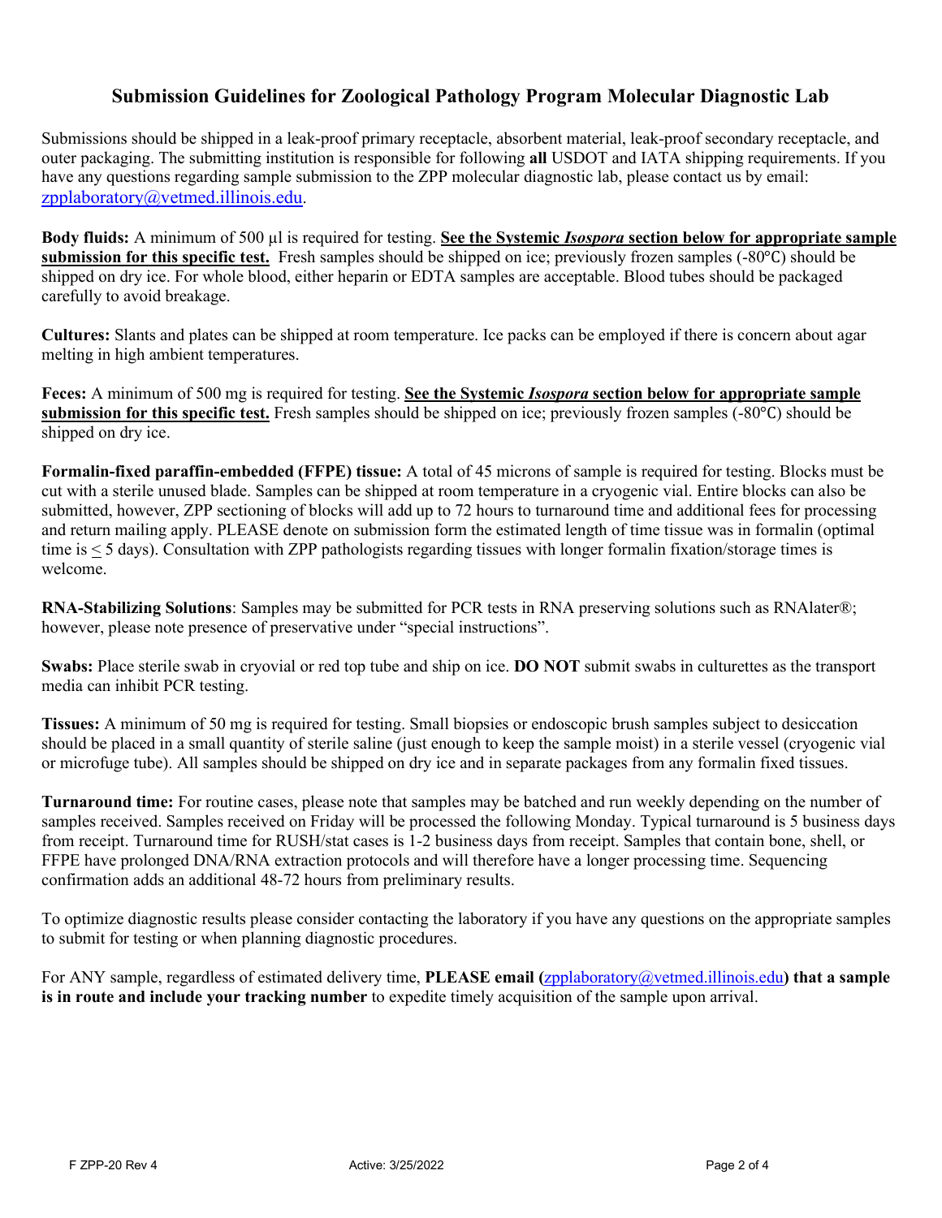## Submission Guidelines for Zoological Pathology Program Molecular Diagnostic Lab

Submissions should be shipped in a leak-proof primary receptacle, absorbent material, leak-proof secondary receptacle, and outer packaging. The submitting institution is responsible for following **all** USDOT and IATA shipping requirements. If you have any questions regarding sample submission to the ZPP molecular diagnostic lab, please contact us by email: zpplaboratory@vetmed.illinois.edu.

**Body fluids:** A minimum of 500 µl is required for testing. **See the Systemic *Isospora* section below for appropriate sample submission for this specific test.** Fresh samples should be shipped on ice; previously frozen samples (-80°C) should be shipped on dry ice. For whole blood, either heparin or EDTA samples are acceptable. Blood tubes should be packaged carefully to avoid breakage.

**Cultures:** Slants and plates can be shipped at room temperature. Ice packs can be employed if there is concern about agar melting in high ambient temperatures.

**Feces:** A minimum of 500 mg is required for testing. **See the Systemic *Isospora* section below for appropriate sample submission for this specific test.** Fresh samples should be shipped on ice; previously frozen samples (-80°C) should be shipped on dry ice.

**Formalin-fixed paraffin-embedded (FFPE) tissue:** A total of 45 microns of sample is required for testing. Blocks must be cut with a sterile unused blade. Samples can be shipped at room temperature in a cryogenic vial. Entire blocks can also be submitted, however, ZPP sectioning of blocks will add up to 72 hours to turnaround time and additional fees for processing and return mailing apply. PLEASE denote on submission form the estimated length of time tissue was in formalin (optimal time is ≤ 5 days). Consultation with ZPP pathologists regarding tissues with longer formalin fixation/storage times is welcome.

**RNA-Stabilizing Solutions**: Samples may be submitted for PCR tests in RNA preserving solutions such as RNAlater®; however, please note presence of preservative under "special instructions".

**Swabs:** Place sterile swab in cryovial or red top tube and ship on ice. **DO NOT** submit swabs in culturettes as the transport media can inhibit PCR testing.

**Tissues:** A minimum of 50 mg is required for testing. Small biopsies or endoscopic brush samples subject to desiccation should be placed in a small quantity of sterile saline (just enough to keep the sample moist) in a sterile vessel (cryogenic vial or microfuge tube). All samples should be shipped on dry ice and in separate packages from any formalin fixed tissues.

**Turnaround time:** For routine cases, please note that samples may be batched and run weekly depending on the number of samples received. Samples received on Friday will be processed the following Monday. Typical turnaround is 5 business days from receipt. Turnaround time for RUSH/stat cases is 1-2 business days from receipt. Samples that contain bone, shell, or FFPE have prolonged DNA/RNA extraction protocols and will therefore have a longer processing time. Sequencing confirmation adds an additional 48-72 hours from preliminary results.

To optimize diagnostic results please consider contacting the laboratory if you have any questions on the appropriate samples to submit for testing or when planning diagnostic procedures.

For ANY sample, regardless of estimated delivery time, **PLEASE email (**zpplaboratory@vetmed.illinois.edu**) that a sample is in route and include your tracking number** to expedite timely acquisition of the sample upon arrival.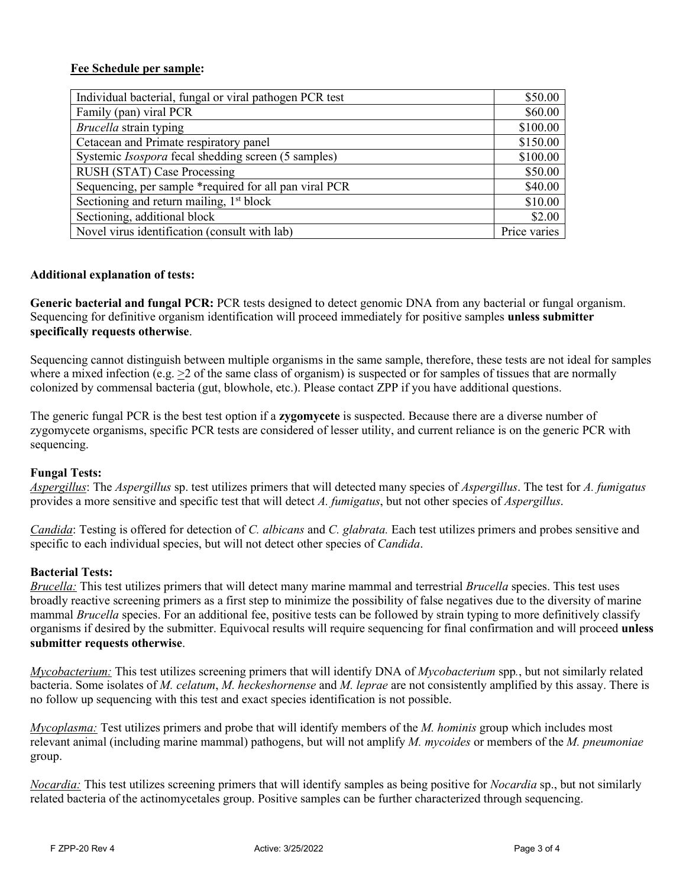**Fee Schedule per sample:**

| Item | Fee |
|---|---|
| Individual bacterial, fungal or viral pathogen PCR test | $50.00 |
| Family (pan) viral PCR | $60.00 |
| *Brucella* strain typing | $100.00 |
| Cetacean and Primate respiratory panel | $150.00 |
| Systemic *Isospora* fecal shedding screen (5 samples) | $100.00 |
| RUSH (STAT) Case Processing | $50.00 |
| Sequencing, per sample *required for all pan viral PCR | $40.00 |
| Sectioning and return mailing, 1st block | $10.00 |
| Sectioning, additional block | $2.00 |
| Novel virus identification (consult with lab) | Price varies |

**Additional explanation of tests:**

**Generic bacterial and fungal PCR:** PCR tests designed to detect genomic DNA from any bacterial or fungal organism. Sequencing for definitive organism identification will proceed immediately for positive samples **unless submitter specifically requests otherwise**.

Sequencing cannot distinguish between multiple organisms in the same sample, therefore, these tests are not ideal for samples where a mixed infection (e.g. $\geq$2 of the same class of organism) is suspected or for samples of tissues that are normally colonized by commensal bacteria (gut, blowhole, etc.). Please contact ZPP if you have additional questions.

The generic fungal PCR is the best test option if a **zygomycete** is suspected. Because there are a diverse number of zygomycete organisms, specific PCR tests are considered of lesser utility, and current reliance is on the generic PCR with sequencing.

**Fungal Tests:**

*Aspergillus*: The *Aspergillus* sp. test utilizes primers that will detected many species of *Aspergillus*. The test for *A. fumigatus* provides a more sensitive and specific test that will detect *A. fumigatus*, but not other species of *Aspergillus*.

*Candida*: Testing is offered for detection of *C. albicans* and *C. glabrata.* Each test utilizes primers and probes sensitive and specific to each individual species, but will not detect other species of *Candida*.

**Bacterial Tests:**

*Brucella:* This test utilizes primers that will detect many marine mammal and terrestrial *Brucella* species. This test uses broadly reactive screening primers as a first step to minimize the possibility of false negatives due to the diversity of marine mammal *Brucella* species. For an additional fee, positive tests can be followed by strain typing to more definitively classify organisms if desired by the submitter. Equivocal results will require sequencing for final confirmation and will proceed **unless submitter requests otherwise**.

*Mycobacterium:* This test utilizes screening primers that will identify DNA of *Mycobacterium* spp., but not similarly related bacteria. Some isolates of *M. celatum*, *M. heckeshornense* and *M. leprae* are not consistently amplified by this assay. There is no follow up sequencing with this test and exact species identification is not possible.

*Mycoplasma:* Test utilizes primers and probe that will identify members of the *M. hominis* group which includes most relevant animal (including marine mammal) pathogens, but will not amplify *M. mycoides* or members of the *M. pneumoniae* group.

*Nocardia:* This test utilizes screening primers that will identify samples as being positive for *Nocardia* sp., but not similarly related bacteria of the actinomycetales group. Positive samples can be further characterized through sequencing.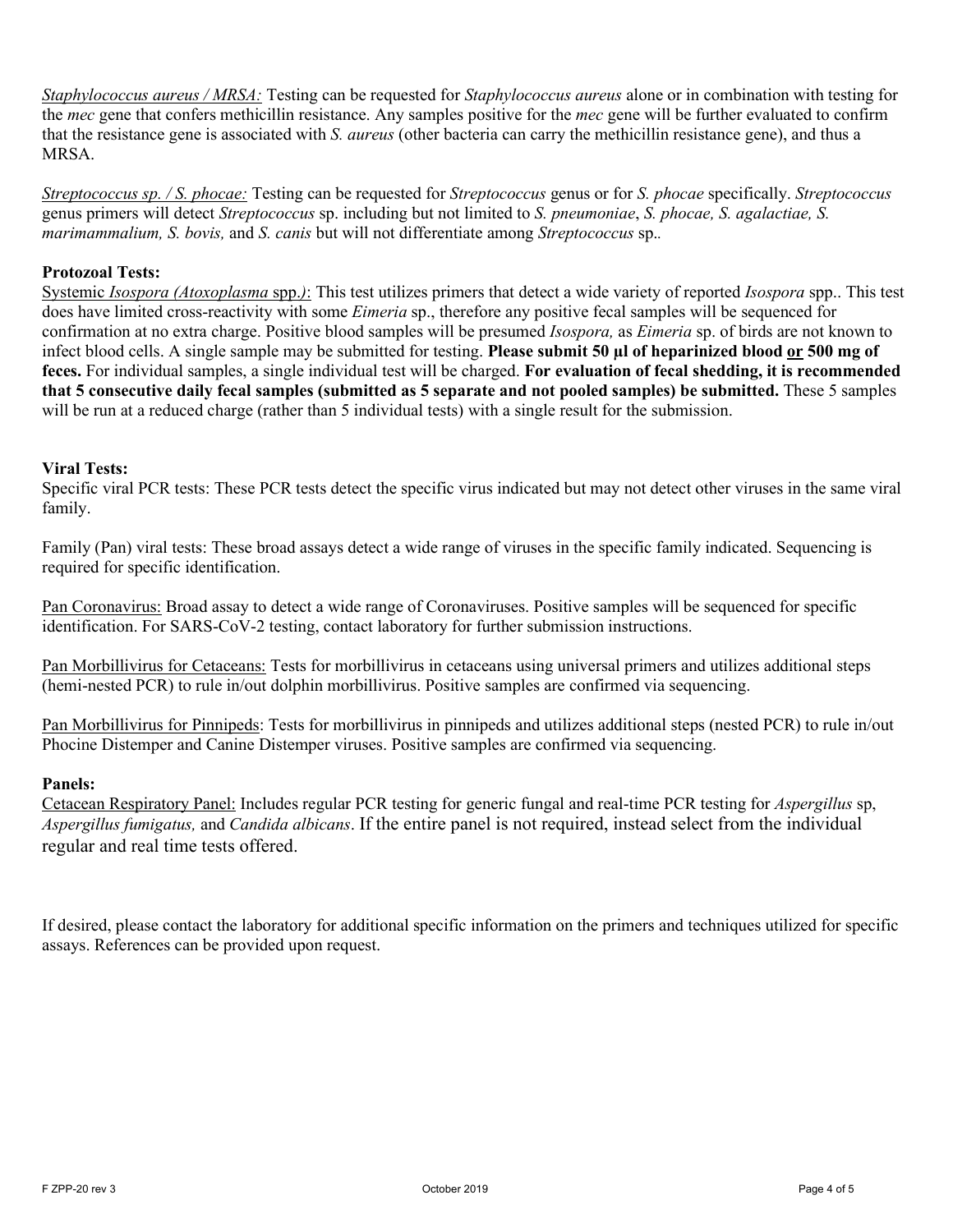*Staphylococcus aureus / MRSA:* Testing can be requested for *Staphylococcus aureus* alone or in combination with testing for the *mec* gene that confers methicillin resistance. Any samples positive for the *mec* gene will be further evaluated to confirm that the resistance gene is associated with *S. aureus* (other bacteria can carry the methicillin resistance gene), and thus a MRSA.

*Streptococcus sp. / S. phocae:* Testing can be requested for *Streptococcus* genus or for *S. phocae* specifically. *Streptococcus* genus primers will detect *Streptococcus* sp. including but not limited to *S. pneumoniae*, *S. phocae, S. agalactiae, S. marimammalium, S. bovis,* and *S. canis* but will not differentiate among *Streptococcus* sp..

**Protozoal Tests:**

Systemic *Isospora (Atoxoplasma* spp.*)*: This test utilizes primers that detect a wide variety of reported *Isospora* spp.. This test does have limited cross-reactivity with some *Eimeria* sp., therefore any positive fecal samples will be sequenced for confirmation at no extra charge. Positive blood samples will be presumed *Isospora,* as *Eimeria* sp. of birds are not known to infect blood cells. A single sample may be submitted for testing. **Please submit 50 µl of heparinized blood or 500 mg of feces.** For individual samples, a single individual test will be charged. **For evaluation of fecal shedding, it is recommended that 5 consecutive daily fecal samples (submitted as 5 separate and not pooled samples) be submitted.** These 5 samples will be run at a reduced charge (rather than 5 individual tests) with a single result for the submission.

**Viral Tests:**

Specific viral PCR tests: These PCR tests detect the specific virus indicated but may not detect other viruses in the same viral family.

Family (Pan) viral tests: These broad assays detect a wide range of viruses in the specific family indicated. Sequencing is required for specific identification.

Pan Coronavirus: Broad assay to detect a wide range of Coronaviruses. Positive samples will be sequenced for specific identification. For SARS-CoV-2 testing, contact laboratory for further submission instructions.

Pan Morbillivirus for Cetaceans: Tests for morbillivirus in cetaceans using universal primers and utilizes additional steps (hemi-nested PCR) to rule in/out dolphin morbillivirus. Positive samples are confirmed via sequencing.

Pan Morbillivirus for Pinnipeds: Tests for morbillivirus in pinnipeds and utilizes additional steps (nested PCR) to rule in/out Phocine Distemper and Canine Distemper viruses. Positive samples are confirmed via sequencing.

**Panels:**

Cetacean Respiratory Panel: Includes regular PCR testing for generic fungal and real-time PCR testing for *Aspergillus* sp, *Aspergillus fumigatus,* and *Candida albicans*. If the entire panel is not required, instead select from the individual regular and real time tests offered.

If desired, please contact the laboratory for additional specific information on the primers and techniques utilized for specific assays. References can be provided upon request.